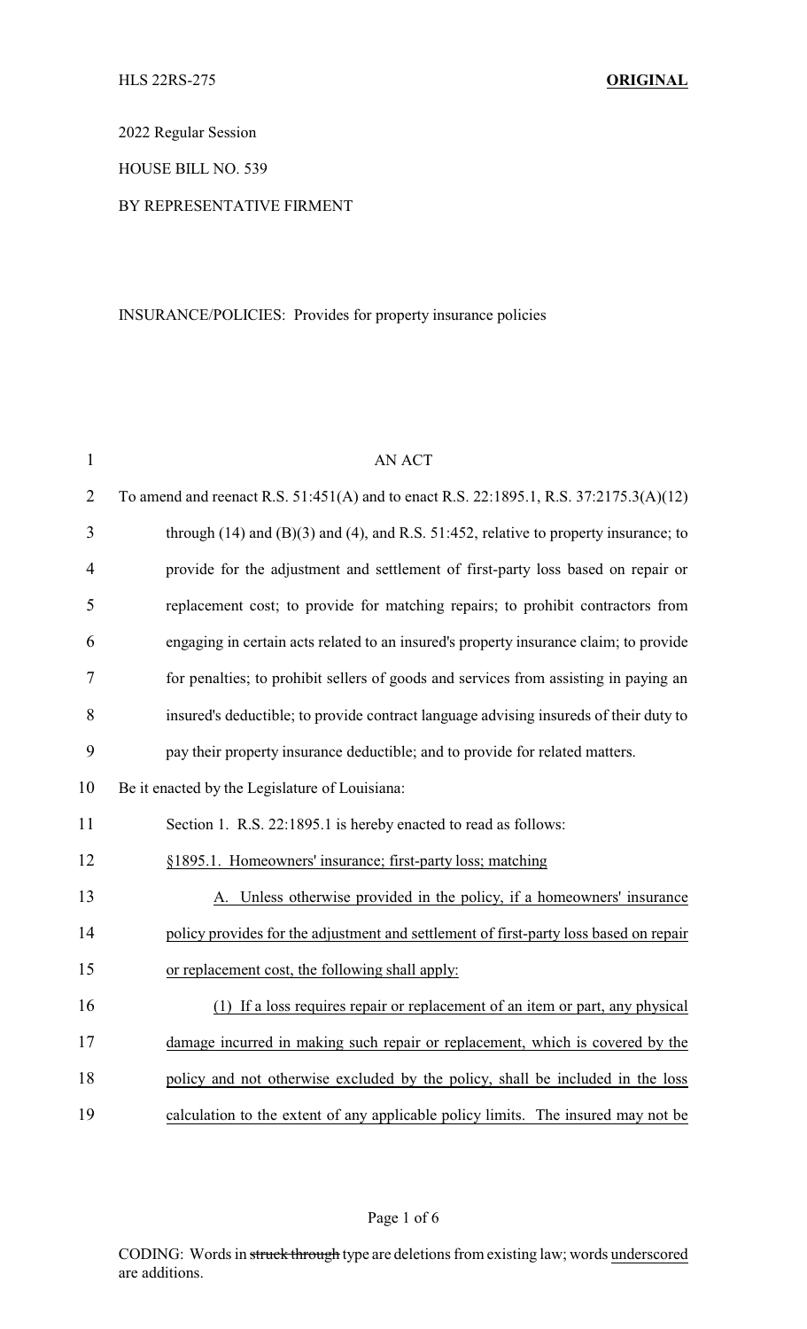HLS 22RS-275 **ORIGINAL**

2022 Regular Session

HOUSE BILL NO. 539

BY REPRESENTATIVE FIRMENT

INSURANCE/POLICIES: Provides for property insurance policies

AN ACT

To amend and reenact R.S. 51:451(A) and to enact R.S. 22:1895.1, R.S. 37:2175.3(A)(12) through (14) and (B)(3) and (4), and R.S. 51:452, relative to property insurance; to provide for the adjustment and settlement of first-party loss based on repair or replacement cost; to provide for matching repairs; to prohibit contractors from engaging in certain acts related to an insured's property insurance claim; to provide for penalties; to prohibit sellers of goods and services from assisting in paying an insured's deductible; to provide contract language advising insureds of their duty to pay their property insurance deductible; and to provide for related matters.

Be it enacted by the Legislature of Louisiana:

Section 1. R.S. 22:1895.1 is hereby enacted to read as follows:

<u>§1895.1. Homeowners' insurance; first-party loss; matching</u>

<u>A. Unless otherwise provided in the policy, if a homeowners' insurance policy provides for the adjustment and settlement of first-party loss based on repair or replacement cost, the following shall apply:</u>

<u>(1) If a loss requires repair or replacement of an item or part, any physical damage incurred in making such repair or replacement, which is covered by the policy and not otherwise excluded by the policy, shall be included in the loss calculation to the extent of any applicable policy limits. The insured may not be</u>

CODING: Words in ~~struck through~~ type are deletions from existing law; words <u>underscored</u> are additions.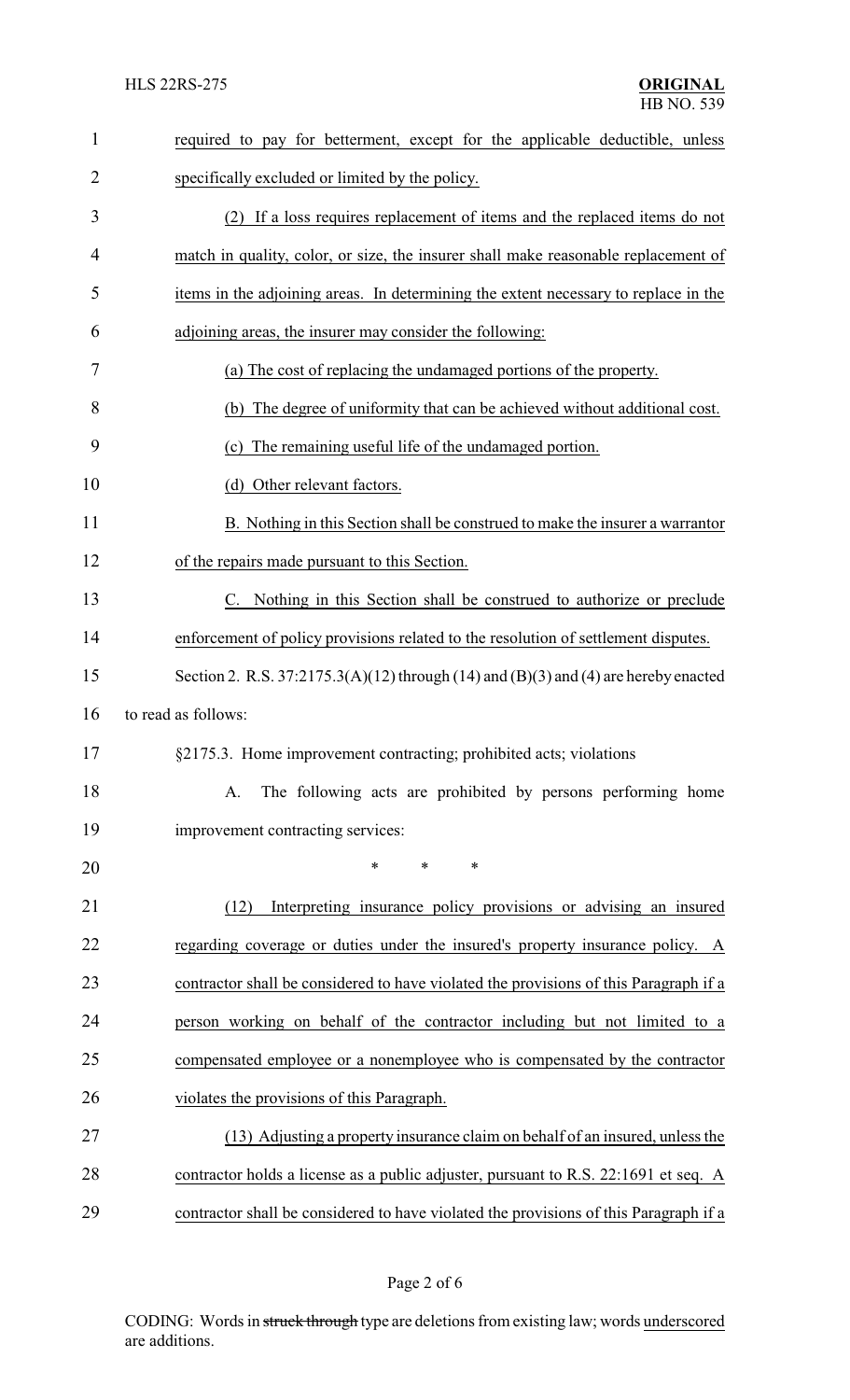required to pay for betterment, except for the applicable deductible, unless specifically excluded or limited by the policy.

(2) If a loss requires replacement of items and the replaced items do not match in quality, color, or size, the insurer shall make reasonable replacement of items in the adjoining areas. In determining the extent necessary to replace in the adjoining areas, the insurer may consider the following:

(a) The cost of replacing the undamaged portions of the property.

(b) The degree of uniformity that can be achieved without additional cost.

(c) The remaining useful life of the undamaged portion.

(d) Other relevant factors.

B. Nothing in this Section shall be construed to make the insurer a warrantor of the repairs made pursuant to this Section.

C. Nothing in this Section shall be construed to authorize or preclude enforcement of policy provisions related to the resolution of settlement disputes.

Section 2. R.S. 37:2175.3(A)(12) through (14) and (B)(3) and (4) are hereby enacted to read as follows:

§2175.3. Home improvement contracting; prohibited acts; violations

A. The following acts are prohibited by persons performing home improvement contracting services:

\* \* \*

(12) Interpreting insurance policy provisions or advising an insured regarding coverage or duties under the insured's property insurance policy. A contractor shall be considered to have violated the provisions of this Paragraph if a person working on behalf of the contractor including but not limited to a compensated employee or a nonemployee who is compensated by the contractor violates the provisions of this Paragraph.

(13) Adjusting a property insurance claim on behalf of an insured, unless the contractor holds a license as a public adjuster, pursuant to R.S. 22:1691 et seq. A contractor shall be considered to have violated the provisions of this Paragraph if a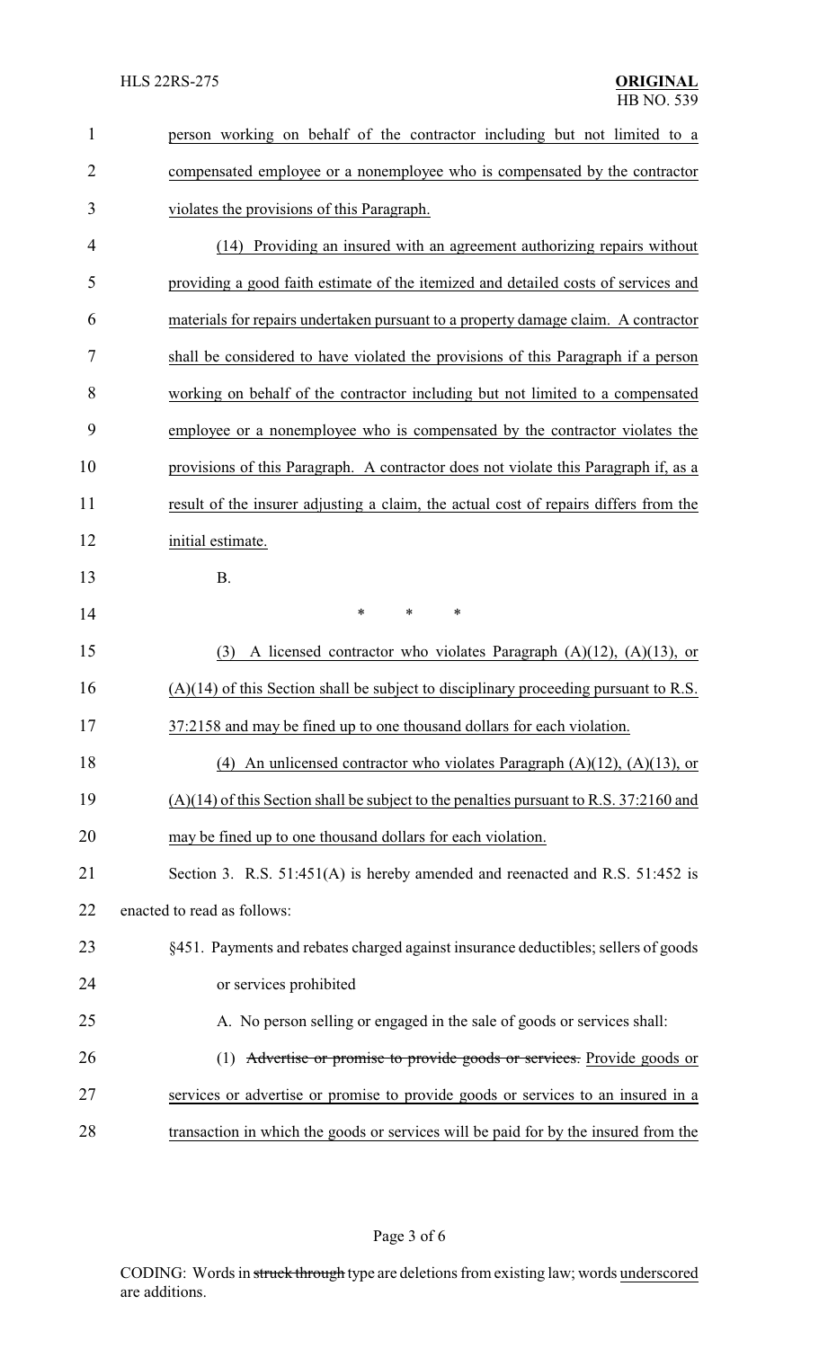person working on behalf of the contractor including but not limited to a compensated employee or a nonemployee who is compensated by the contractor violates the provisions of this Paragraph.

(14) Providing an insured with an agreement authorizing repairs without providing a good faith estimate of the itemized and detailed costs of services and materials for repairs undertaken pursuant to a property damage claim. A contractor shall be considered to have violated the provisions of this Paragraph if a person working on behalf of the contractor including but not limited to a compensated employee or a nonemployee who is compensated by the contractor violates the provisions of this Paragraph. A contractor does not violate this Paragraph if, as a result of the insurer adjusting a claim, the actual cost of repairs differs from the initial estimate.

B.

\* \* \*

(3) A licensed contractor who violates Paragraph (A)(12), (A)(13), or (A)(14) of this Section shall be subject to disciplinary proceeding pursuant to R.S. 37:2158 and may be fined up to one thousand dollars for each violation.

(4) An unlicensed contractor who violates Paragraph (A)(12), (A)(13), or (A)(14) of this Section shall be subject to the penalties pursuant to R.S. 37:2160 and may be fined up to one thousand dollars for each violation.

Section 3. R.S. 51:451(A) is hereby amended and reenacted and R.S. 51:452 is enacted to read as follows:

§451. Payments and rebates charged against insurance deductibles; sellers of goods or services prohibited

A. No person selling or engaged in the sale of goods or services shall:

(1) ~~Advertise or promise to provide goods or services.~~ Provide goods or services or advertise or promise to provide goods or services to an insured in a transaction in which the goods or services will be paid for by the insured from the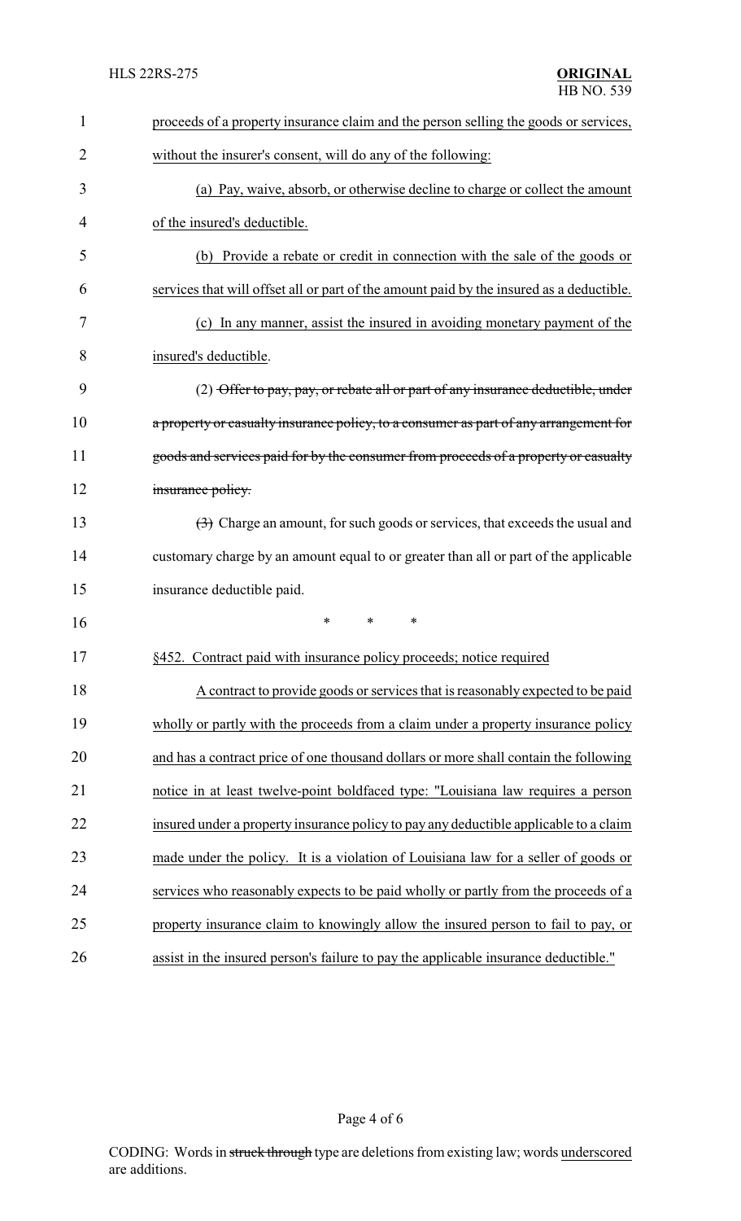proceeds of a property insurance claim and the person selling the goods or services, without the insurer's consent, will do any of the following:

(a) Pay, waive, absorb, or otherwise decline to charge or collect the amount of the insured's deductible.

(b) Provide a rebate or credit in connection with the sale of the goods or services that will offset all or part of the amount paid by the insured as a deductible.

(c) In any manner, assist the insured in avoiding monetary payment of the insured's deductible.

(2) ~~Offer to pay, pay, or rebate all or part of any insurance deductible, under a property or casualty insurance policy, to a consumer as part of any arrangement for goods and services paid for by the consumer from proceeds of a property or casualty insurance policy.~~

~~(3)~~ Charge an amount, for such goods or services, that exceeds the usual and customary charge by an amount equal to or greater than all or part of the applicable insurance deductible paid.

\* \* \*

§452. Contract paid with insurance policy proceeds; notice required

A contract to provide goods or services that is reasonably expected to be paid wholly or partly with the proceeds from a claim under a property insurance policy and has a contract price of one thousand dollars or more shall contain the following notice in at least twelve-point boldfaced type: "Louisiana law requires a person insured under a property insurance policy to pay any deductible applicable to a claim made under the policy. It is a violation of Louisiana law for a seller of goods or services who reasonably expects to be paid wholly or partly from the proceeds of a property insurance claim to knowingly allow the insured person to fail to pay, or assist in the insured person's failure to pay the applicable insurance deductible."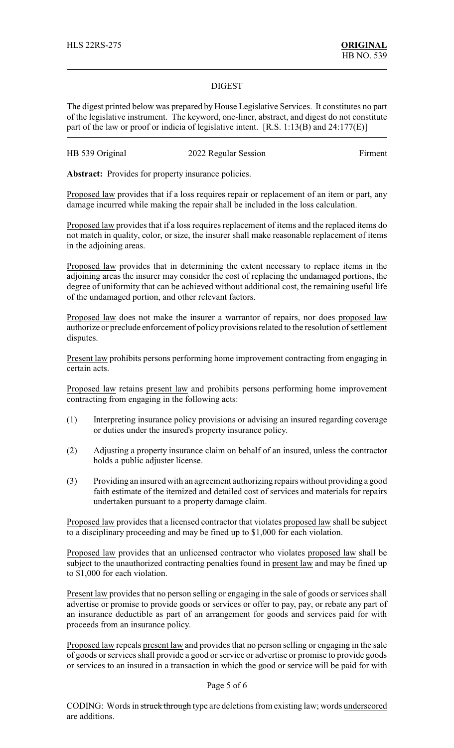HLS 22RS-275 **ORIGINAL**
HB NO. 539

## DIGEST

The digest printed below was prepared by House Legislative Services. It constitutes no part of the legislative instrument. The keyword, one-liner, abstract, and digest do not constitute part of the law or proof or indicia of legislative intent. [R.S. 1:13(B) and 24:177(E)]

HB 539 Original 2022 Regular Session Firment

**Abstract:** Provides for property insurance policies.

Proposed law provides that if a loss requires repair or replacement of an item or part, any damage incurred while making the repair shall be included in the loss calculation.

Proposed law provides that if a loss requires replacement of items and the replaced items do not match in quality, color, or size, the insurer shall make reasonable replacement of items in the adjoining areas.

Proposed law provides that in determining the extent necessary to replace items in the adjoining areas the insurer may consider the cost of replacing the undamaged portions, the degree of uniformity that can be achieved without additional cost, the remaining useful life of the undamaged portion, and other relevant factors.

Proposed law does not make the insurer a warrantor of repairs, nor does proposed law authorize or preclude enforcement of policy provisions related to the resolution of settlement disputes.

Present law prohibits persons performing home improvement contracting from engaging in certain acts.

Proposed law retains present law and prohibits persons performing home improvement contracting from engaging in the following acts:

(1) Interpreting insurance policy provisions or advising an insured regarding coverage or duties under the insured's property insurance policy.

(2) Adjusting a property insurance claim on behalf of an insured, unless the contractor holds a public adjuster license.

(3) Providing an insured with an agreement authorizing repairs without providing a good faith estimate of the itemized and detailed cost of services and materials for repairs undertaken pursuant to a property damage claim.

Proposed law provides that a licensed contractor that violates proposed law shall be subject to a disciplinary proceeding and may be fined up to $1,000 for each violation.

Proposed law provides that an unlicensed contractor who violates proposed law shall be subject to the unauthorized contracting penalties found in present law and may be fined up to $1,000 for each violation.

Present law provides that no person selling or engaging in the sale of goods or services shall advertise or promise to provide goods or services or offer to pay, pay, or rebate any part of an insurance deductible as part of an arrangement for goods and services paid for with proceeds from an insurance policy.

Proposed law repeals present law and provides that no person selling or engaging in the sale of goods or services shall provide a good or service or advertise or promise to provide goods or services to an insured in a transaction in which the good or service will be paid for with

CODING: Words in ~~struck through~~ type are deletions from existing law; words underscored are additions.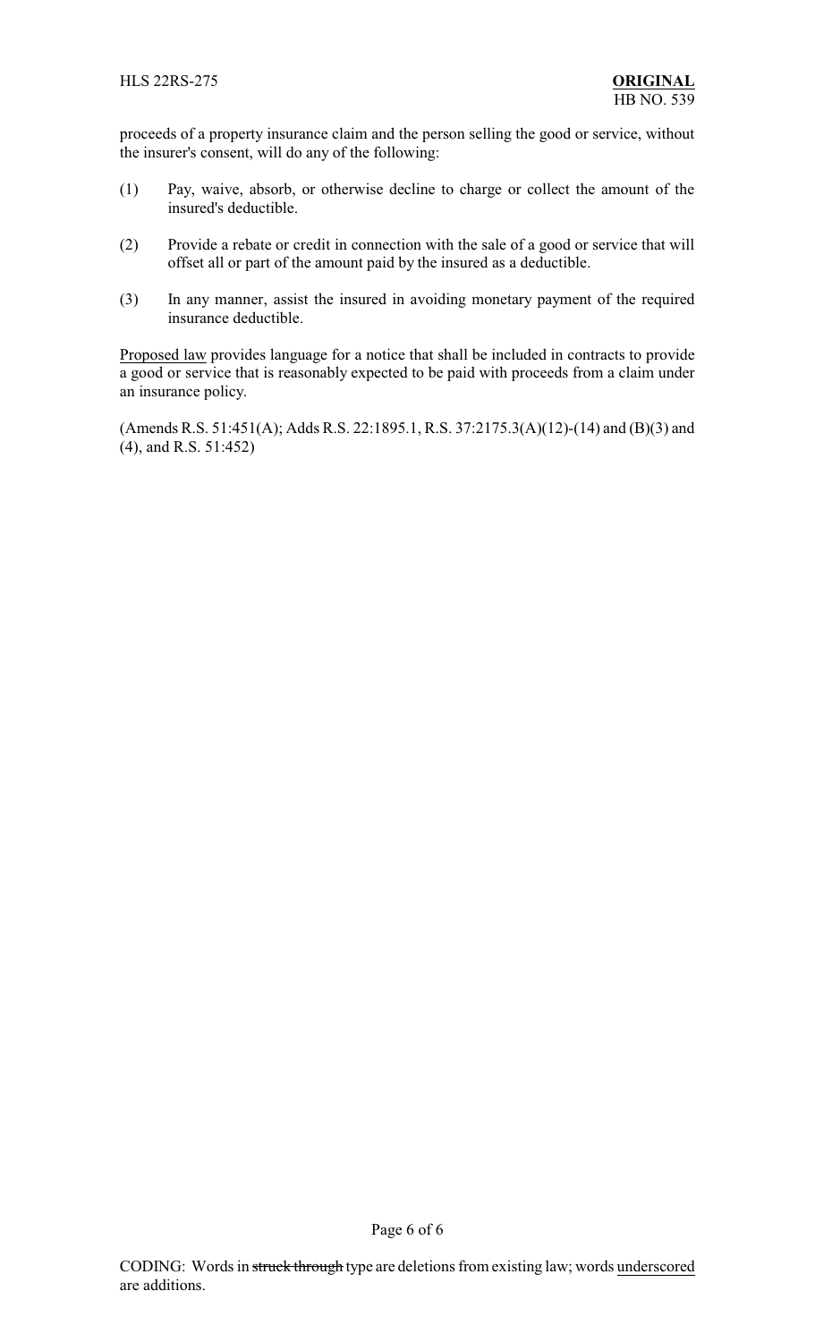proceeds of a property insurance claim and the person selling the good or service, without the insurer's consent, will do any of the following:

(1) Pay, waive, absorb, or otherwise decline to charge or collect the amount of the insured's deductible.

(2) Provide a rebate or credit in connection with the sale of a good or service that will offset all or part of the amount paid by the insured as a deductible.

(3) In any manner, assist the insured in avoiding monetary payment of the required insurance deductible.

Proposed law provides language for a notice that shall be included in contracts to provide a good or service that is reasonably expected to be paid with proceeds from a claim under an insurance policy.

(Amends R.S. 51:451(A); Adds R.S. 22:1895.1, R.S. 37:2175.3(A)(12)-(14) and (B)(3) and (4), and R.S. 51:452)

CODING: Words in ~~struck through~~ type are deletions from existing law; words underscored are additions.